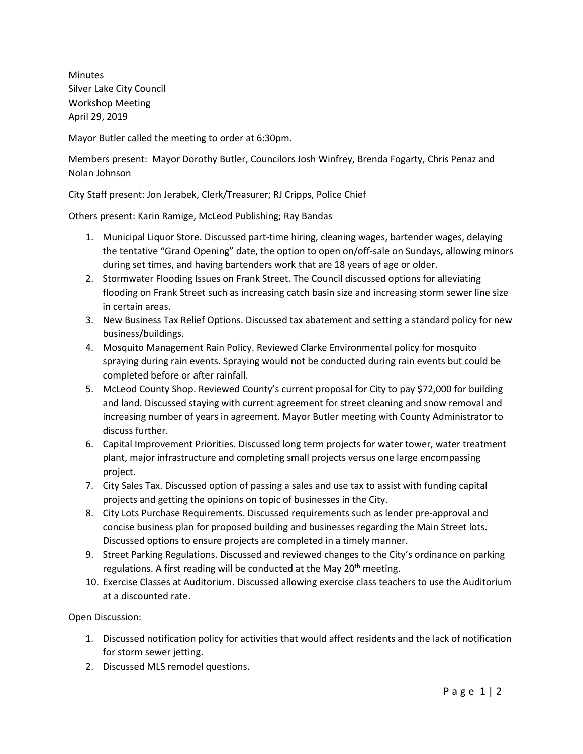Minutes
Silver Lake City Council
Workshop Meeting
April 29, 2019

Mayor Butler called the meeting to order at 6:30pm.

Members present: Mayor Dorothy Butler, Councilors Josh Winfrey, Brenda Fogarty, Chris Penaz and Nolan Johnson

City Staff present: Jon Jerabek, Clerk/Treasurer; RJ Cripps, Police Chief

Others present: Karin Ramige, McLeod Publishing; Ray Bandas

1. Municipal Liquor Store. Discussed part-time hiring, cleaning wages, bartender wages, delaying the tentative "Grand Opening" date, the option to open on/off-sale on Sundays, allowing minors during set times, and having bartenders work that are 18 years of age or older.
2. Stormwater Flooding Issues on Frank Street. The Council discussed options for alleviating flooding on Frank Street such as increasing catch basin size and increasing storm sewer line size in certain areas.
3. New Business Tax Relief Options. Discussed tax abatement and setting a standard policy for new business/buildings.
4. Mosquito Management Rain Policy. Reviewed Clarke Environmental policy for mosquito spraying during rain events. Spraying would not be conducted during rain events but could be completed before or after rainfall.
5. McLeod County Shop. Reviewed County's current proposal for City to pay $72,000 for building and land. Discussed staying with current agreement for street cleaning and snow removal and increasing number of years in agreement. Mayor Butler meeting with County Administrator to discuss further.
6. Capital Improvement Priorities. Discussed long term projects for water tower, water treatment plant, major infrastructure and completing small projects versus one large encompassing project.
7. City Sales Tax. Discussed option of passing a sales and use tax to assist with funding capital projects and getting the opinions on topic of businesses in the City.
8. City Lots Purchase Requirements. Discussed requirements such as lender pre-approval and concise business plan for proposed building and businesses regarding the Main Street lots. Discussed options to ensure projects are completed in a timely manner.
9. Street Parking Regulations. Discussed and reviewed changes to the City's ordinance on parking regulations. A first reading will be conducted at the May 20th meeting.
10. Exercise Classes at Auditorium. Discussed allowing exercise class teachers to use the Auditorium at a discounted rate.

Open Discussion:

1. Discussed notification policy for activities that would affect residents and the lack of notification for storm sewer jetting.
2. Discussed MLS remodel questions.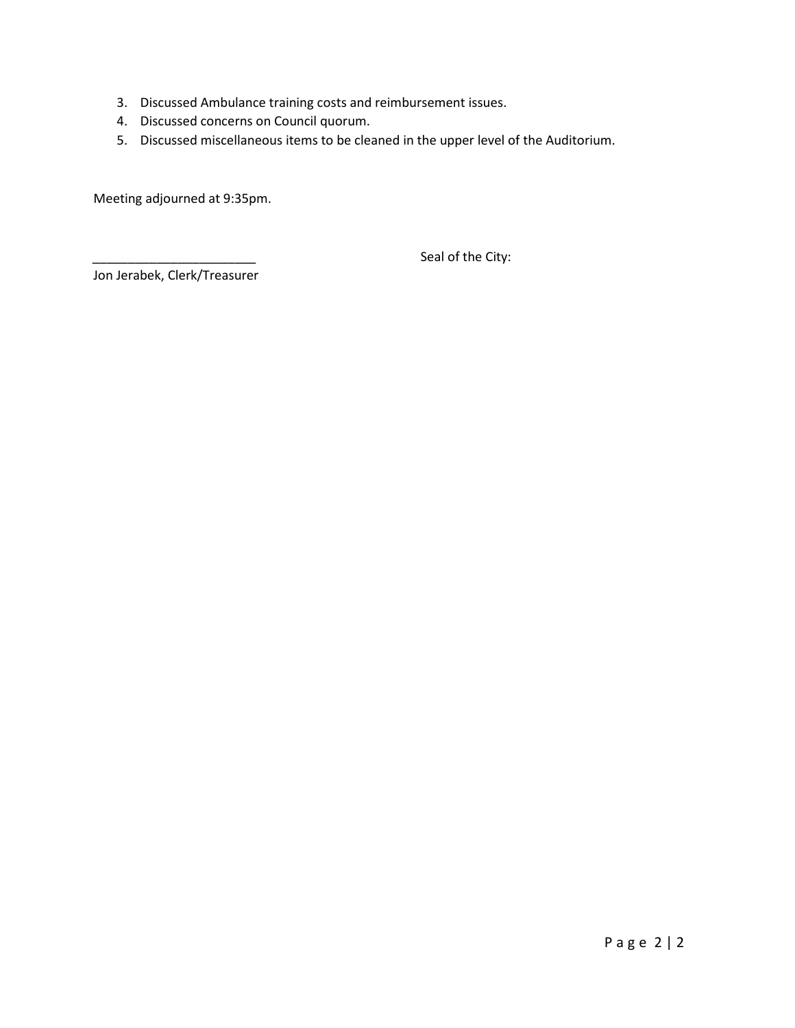3. Discussed Ambulance training costs and reimbursement issues.
4. Discussed concerns on Council quorum.
5. Discussed miscellaneous items to be cleaned in the upper level of the Auditorium.

Meeting adjourned at 9:35pm.

_______________________ Seal of the City:

Jon Jerabek, Clerk/Treasurer